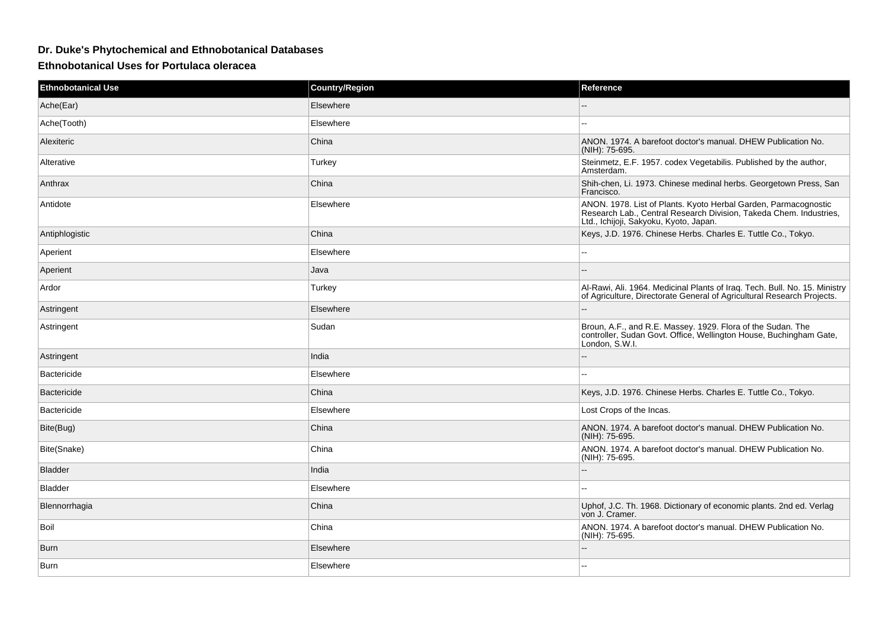## Dr. Duke's Phytochemical and Ethnobotanical Databases

### Ethnobotanical Uses for Portulaca oleracea

| Ethnobotanical Use | Country/Region | Reference |
|---|---|---|
| Ache(Ear) | Elsewhere | -- |
| Ache(Tooth) | Elsewhere | -- |
| Alexiteric | China | ANON. 1974. A barefoot doctor's manual. DHEW Publication No. (NIH): 75-695. |
| Alterative | Turkey | Steinmetz, E.F. 1957. codex Vegetabilis. Published by the author, Amsterdam. |
| Anthrax | China | Shih-chen, Li. 1973. Chinese medinal herbs. Georgetown Press, San Francisco. |
| Antidote | Elsewhere | ANON. 1978. List of Plants. Kyoto Herbal Garden, Parmacognostic Research Lab., Central Research Division, Takeda Chem. Industries, Ltd., Ichijoji, Sakyoku, Kyoto, Japan. |
| Antiphlogistic | China | Keys, J.D. 1976. Chinese Herbs. Charles E. Tuttle Co., Tokyo. |
| Aperient | Elsewhere | -- |
| Aperient | Java | -- |
| Ardor | Turkey | Al-Rawi, Ali. 1964. Medicinal Plants of Iraq. Tech. Bull. No. 15. Ministry of Agriculture, Directorate General of Agricultural Research Projects. |
| Astringent | Elsewhere | -- |
| Astringent | Sudan | Broun, A.F., and R.E. Massey. 1929. Flora of the Sudan. The controller, Sudan Govt. Office, Wellington House, Buchingham Gate, London, S.W.I. |
| Astringent | India | -- |
| Bactericide | Elsewhere | -- |
| Bactericide | China | Keys, J.D. 1976. Chinese Herbs. Charles E. Tuttle Co., Tokyo. |
| Bactericide | Elsewhere | Lost Crops of the Incas. |
| Bite(Bug) | China | ANON. 1974. A barefoot doctor's manual. DHEW Publication No. (NIH): 75-695. |
| Bite(Snake) | China | ANON. 1974. A barefoot doctor's manual. DHEW Publication No. (NIH): 75-695. |
| Bladder | India | -- |
| Bladder | Elsewhere | -- |
| Blennorrhagia | China | Uphof, J.C. Th. 1968. Dictionary of economic plants. 2nd ed. Verlag von J. Cramer. |
| Boil | China | ANON. 1974. A barefoot doctor's manual. DHEW Publication No. (NIH): 75-695. |
| Burn | Elsewhere | -- |
| Burn | Elsewhere | -- |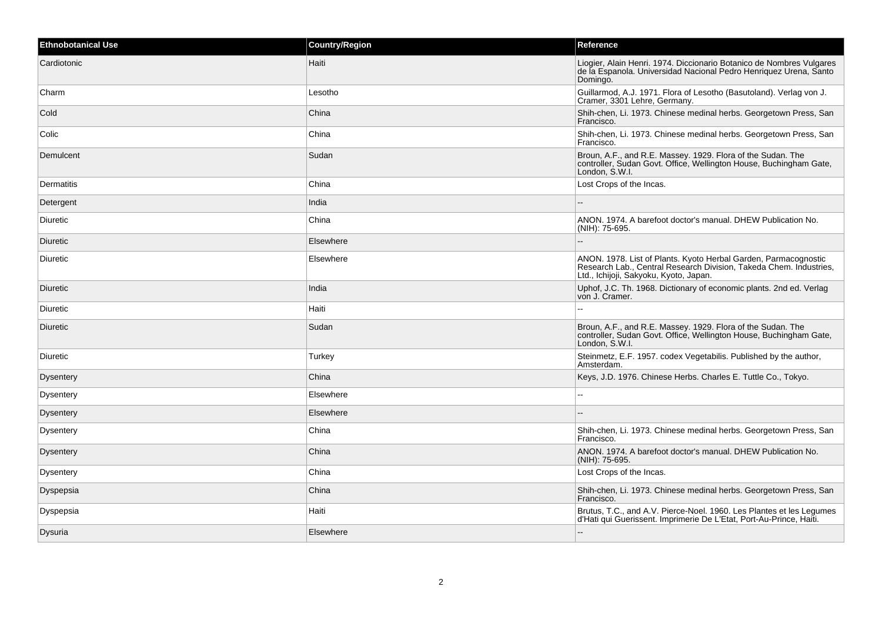| Ethnobotanical Use | Country/Region | Reference |
| --- | --- | --- |
| Cardiotonic | Haiti | Liogier, Alain Henri. 1974. Diccionario Botanico de Nombres Vulgares de la Espanola. Universidad Nacional Pedro Henriquez Urena, Santo Domingo. |
| Charm | Lesotho | Guillarmod, A.J. 1971. Flora of Lesotho (Basutoland). Verlag von J. Cramer, 3301 Lehre, Germany. |
| Cold | China | Shih-chen, Li. 1973. Chinese medinal herbs. Georgetown Press, San Francisco. |
| Colic | China | Shih-chen, Li. 1973. Chinese medinal herbs. Georgetown Press, San Francisco. |
| Demulcent | Sudan | Broun, A.F., and R.E. Massey. 1929. Flora of the Sudan. The controller, Sudan Govt. Office, Wellington House, Buchingham Gate, London, S.W.I. |
| Dermatitis | China | Lost Crops of the Incas. |
| Detergent | India | -- |
| Diuretic | China | ANON. 1974. A barefoot doctor's manual. DHEW Publication No. (NIH): 75-695. |
| Diuretic | Elsewhere | -- |
| Diuretic | Elsewhere | ANON. 1978. List of Plants. Kyoto Herbal Garden, Parmacognostic Research Lab., Central Research Division, Takeda Chem. Industries, Ltd., Ichijoji, Sakyoku, Kyoto, Japan. |
| Diuretic | India | Uphof, J.C. Th. 1968. Dictionary of economic plants. 2nd ed. Verlag von J. Cramer. |
| Diuretic | Haiti | -- |
| Diuretic | Sudan | Broun, A.F., and R.E. Massey. 1929. Flora of the Sudan. The controller, Sudan Govt. Office, Wellington House, Buchingham Gate, London, S.W.I. |
| Diuretic | Turkey | Steinmetz, E.F. 1957. codex Vegetabilis. Published by the author, Amsterdam. |
| Dysentery | China | Keys, J.D. 1976. Chinese Herbs. Charles E. Tuttle Co., Tokyo. |
| Dysentery | Elsewhere | -- |
| Dysentery | Elsewhere | -- |
| Dysentery | China | Shih-chen, Li. 1973. Chinese medinal herbs. Georgetown Press, San Francisco. |
| Dysentery | China | ANON. 1974. A barefoot doctor's manual. DHEW Publication No. (NIH): 75-695. |
| Dysentery | China | Lost Crops of the Incas. |
| Dyspepsia | China | Shih-chen, Li. 1973. Chinese medinal herbs. Georgetown Press, San Francisco. |
| Dyspepsia | Haiti | Brutus, T.C., and A.V. Pierce-Noel. 1960. Les Plantes et les Legumes d'Hati qui Guerissent. Imprimerie De L'Etat, Port-Au-Prince, Haiti. |
| Dysuria | Elsewhere | -- |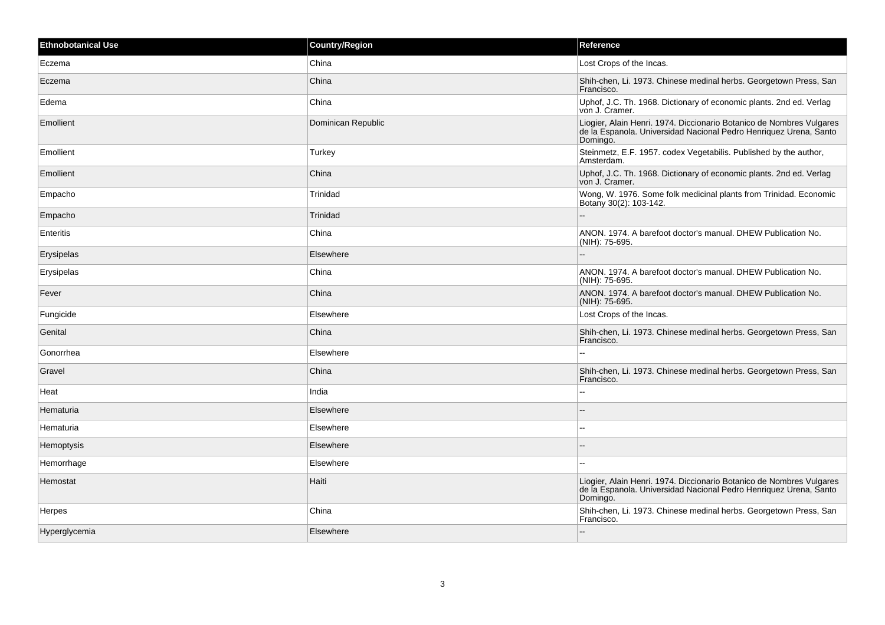| Ethnobotanical Use | Country/Region | Reference |
| --- | --- | --- |
| Eczema | China | Lost Crops of the Incas. |
| Eczema | China | Shih-chen, Li. 1973. Chinese medinal herbs. Georgetown Press, San Francisco. |
| Edema | China | Uphof, J.C. Th. 1968. Dictionary of economic plants. 2nd ed. Verlag von J. Cramer. |
| Emollient | Dominican Republic | Liogier, Alain Henri. 1974. Diccionario Botanico de Nombres Vulgares de la Espanola. Universidad Nacional Pedro Henriquez Urena, Santo Domingo. |
| Emollient | Turkey | Steinmetz, E.F. 1957. codex Vegetabilis. Published by the author, Amsterdam. |
| Emollient | China | Uphof, J.C. Th. 1968. Dictionary of economic plants. 2nd ed. Verlag von J. Cramer. |
| Empacho | Trinidad | Wong, W. 1976. Some folk medicinal plants from Trinidad. Economic Botany 30(2): 103-142. |
| Empacho | Trinidad | -- |
| Enteritis | China | ANON. 1974. A barefoot doctor's manual. DHEW Publication No. (NIH): 75-695. |
| Erysipelas | Elsewhere | -- |
| Erysipelas | China | ANON. 1974. A barefoot doctor's manual. DHEW Publication No. (NIH): 75-695. |
| Fever | China | ANON. 1974. A barefoot doctor's manual. DHEW Publication No. (NIH): 75-695. |
| Fungicide | Elsewhere | Lost Crops of the Incas. |
| Genital | China | Shih-chen, Li. 1973. Chinese medinal herbs. Georgetown Press, San Francisco. |
| Gonorrhea | Elsewhere | -- |
| Gravel | China | Shih-chen, Li. 1973. Chinese medinal herbs. Georgetown Press, San Francisco. |
| Heat | India | -- |
| Hematuria | Elsewhere | -- |
| Hematuria | Elsewhere | -- |
| Hemoptysis | Elsewhere | -- |
| Hemorrhage | Elsewhere | -- |
| Hemostat | Haiti | Liogier, Alain Henri. 1974. Diccionario Botanico de Nombres Vulgares de la Espanola. Universidad Nacional Pedro Henriquez Urena, Santo Domingo. |
| Herpes | China | Shih-chen, Li. 1973. Chinese medinal herbs. Georgetown Press, San Francisco. |
| Hyperglycemia | Elsewhere | -- |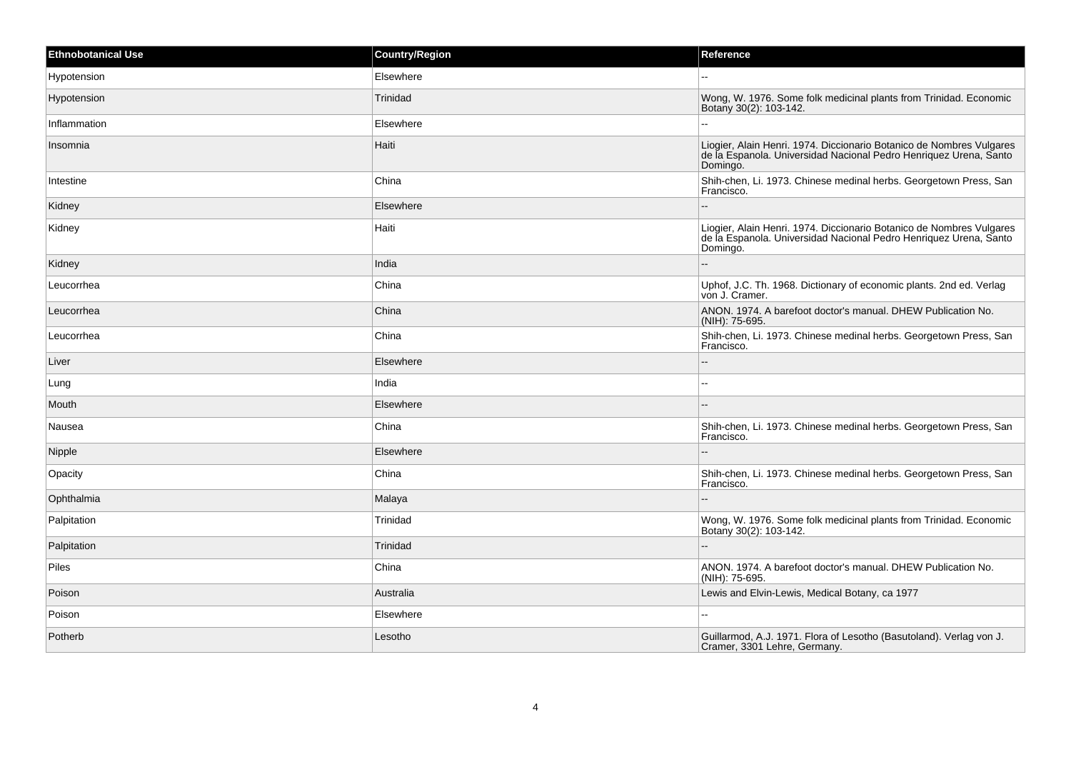| Ethnobotanical Use | Country/Region | Reference |
| --- | --- | --- |
| Hypotension | Elsewhere | -- |
| Hypotension | Trinidad | Wong, W. 1976. Some folk medicinal plants from Trinidad. Economic Botany 30(2): 103-142. |
| Inflammation | Elsewhere | -- |
| Insomnia | Haiti | Liogier, Alain Henri. 1974. Diccionario Botanico de Nombres Vulgares de la Espanola. Universidad Nacional Pedro Henriquez Urena, Santo Domingo. |
| Intestine | China | Shih-chen, Li. 1973. Chinese medinal herbs. Georgetown Press, San Francisco. |
| Kidney | Elsewhere | -- |
| Kidney | Haiti | Liogier, Alain Henri. 1974. Diccionario Botanico de Nombres Vulgares de la Espanola. Universidad Nacional Pedro Henriquez Urena, Santo Domingo. |
| Kidney | India | -- |
| Leucorrhea | China | Uphof, J.C. Th. 1968. Dictionary of economic plants. 2nd ed. Verlag von J. Cramer. |
| Leucorrhea | China | ANON. 1974. A barefoot doctor's manual. DHEW Publication No. (NIH): 75-695. |
| Leucorrhea | China | Shih-chen, Li. 1973. Chinese medinal herbs. Georgetown Press, San Francisco. |
| Liver | Elsewhere | -- |
| Lung | India | -- |
| Mouth | Elsewhere | -- |
| Nausea | China | Shih-chen, Li. 1973. Chinese medinal herbs. Georgetown Press, San Francisco. |
| Nipple | Elsewhere | -- |
| Opacity | China | Shih-chen, Li. 1973. Chinese medinal herbs. Georgetown Press, San Francisco. |
| Ophthalmia | Malaya | -- |
| Palpitation | Trinidad | Wong, W. 1976. Some folk medicinal plants from Trinidad. Economic Botany 30(2): 103-142. |
| Palpitation | Trinidad | -- |
| Piles | China | ANON. 1974. A barefoot doctor's manual. DHEW Publication No. (NIH): 75-695. |
| Poison | Australia | Lewis and Elvin-Lewis, Medical Botany, ca 1977 |
| Poison | Elsewhere | -- |
| Potherb | Lesotho | Guillarmod, A.J. 1971. Flora of Lesotho (Basutoland). Verlag von J. Cramer, 3301 Lehre, Germany. |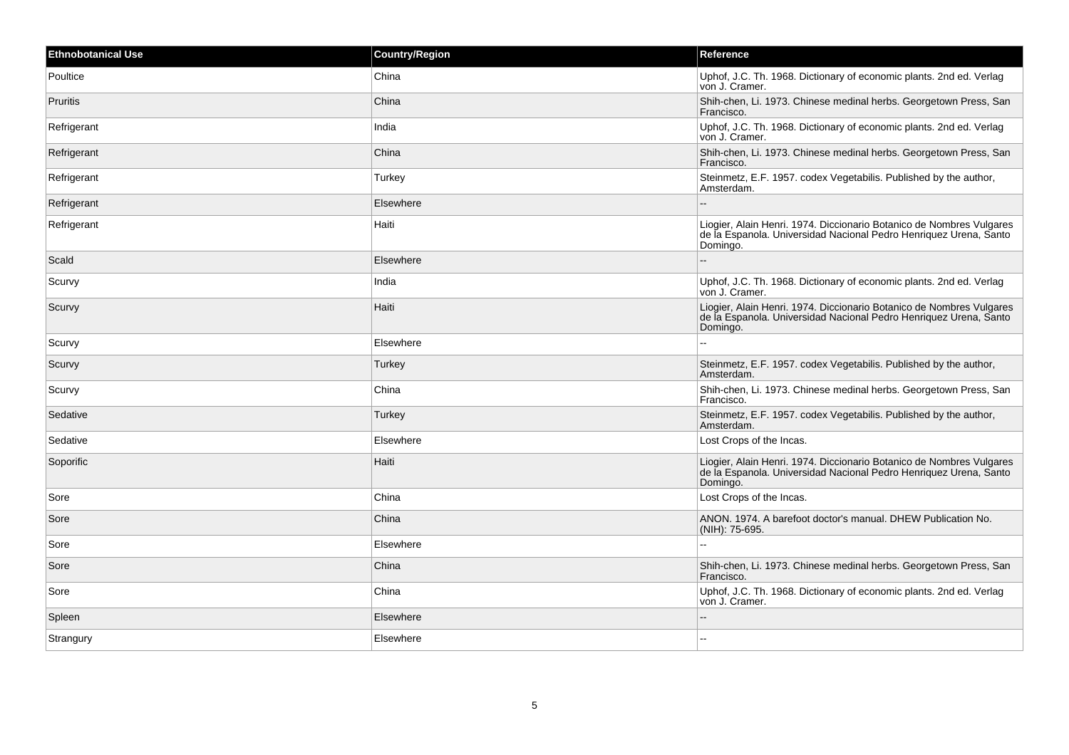| Ethnobotanical Use | Country/Region | Reference |
| --- | --- | --- |
| Poultice | China | Uphof, J.C. Th. 1968. Dictionary of economic plants. 2nd ed. Verlag von J. Cramer. |
| Pruritis | China | Shih-chen, Li. 1973. Chinese medinal herbs. Georgetown Press, San Francisco. |
| Refrigerant | India | Uphof, J.C. Th. 1968. Dictionary of economic plants. 2nd ed. Verlag von J. Cramer. |
| Refrigerant | China | Shih-chen, Li. 1973. Chinese medinal herbs. Georgetown Press, San Francisco. |
| Refrigerant | Turkey | Steinmetz, E.F. 1957. codex Vegetabilis. Published by the author, Amsterdam. |
| Refrigerant | Elsewhere | -- |
| Refrigerant | Haiti | Liogier, Alain Henri. 1974. Diccionario Botanico de Nombres Vulgares de la Espanola. Universidad Nacional Pedro Henriquez Urena, Santo Domingo. |
| Scald | Elsewhere | -- |
| Scurvy | India | Uphof, J.C. Th. 1968. Dictionary of economic plants. 2nd ed. Verlag von J. Cramer. |
| Scurvy | Haiti | Liogier, Alain Henri. 1974. Diccionario Botanico de Nombres Vulgares de la Espanola. Universidad Nacional Pedro Henriquez Urena, Santo Domingo. |
| Scurvy | Elsewhere | -- |
| Scurvy | Turkey | Steinmetz, E.F. 1957. codex Vegetabilis. Published by the author, Amsterdam. |
| Scurvy | China | Shih-chen, Li. 1973. Chinese medinal herbs. Georgetown Press, San Francisco. |
| Sedative | Turkey | Steinmetz, E.F. 1957. codex Vegetabilis. Published by the author, Amsterdam. |
| Sedative | Elsewhere | Lost Crops of the Incas. |
| Soporific | Haiti | Liogier, Alain Henri. 1974. Diccionario Botanico de Nombres Vulgares de la Espanola. Universidad Nacional Pedro Henriquez Urena, Santo Domingo. |
| Sore | China | Lost Crops of the Incas. |
| Sore | China | ANON. 1974. A barefoot doctor's manual. DHEW Publication No. (NIH): 75-695. |
| Sore | Elsewhere | -- |
| Sore | China | Shih-chen, Li. 1973. Chinese medinal herbs. Georgetown Press, San Francisco. |
| Sore | China | Uphof, J.C. Th. 1968. Dictionary of economic plants. 2nd ed. Verlag von J. Cramer. |
| Spleen | Elsewhere | -- |
| Strangury | Elsewhere | -- |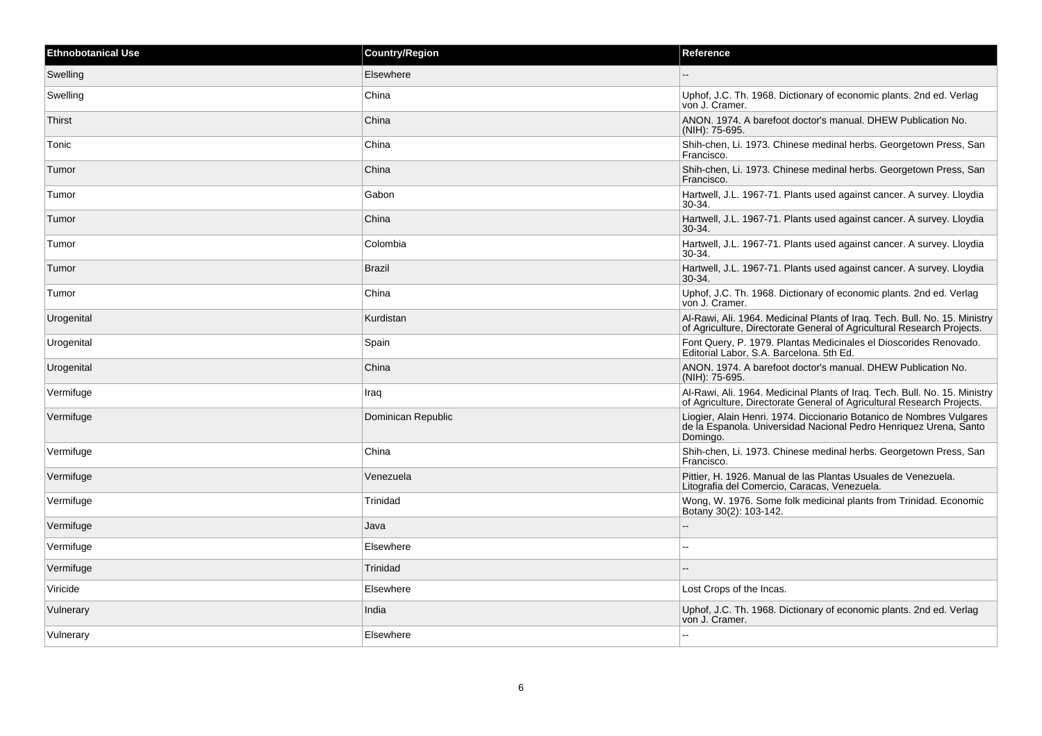| Ethnobotanical Use | Country/Region | Reference |
| --- | --- | --- |
| Swelling | Elsewhere | -- |
| Swelling | China | Uphof, J.C. Th. 1968. Dictionary of economic plants. 2nd ed. Verlag von J. Cramer. |
| Thirst | China | ANON. 1974. A barefoot doctor's manual. DHEW Publication No. (NIH): 75-695. |
| Tonic | China | Shih-chen, Li. 1973. Chinese medinal herbs. Georgetown Press, San Francisco. |
| Tumor | China | Shih-chen, Li. 1973. Chinese medinal herbs. Georgetown Press, San Francisco. |
| Tumor | Gabon | Hartwell, J.L. 1967-71. Plants used against cancer. A survey. Lloydia 30-34. |
| Tumor | China | Hartwell, J.L. 1967-71. Plants used against cancer. A survey. Lloydia 30-34. |
| Tumor | Colombia | Hartwell, J.L. 1967-71. Plants used against cancer. A survey. Lloydia 30-34. |
| Tumor | Brazil | Hartwell, J.L. 1967-71. Plants used against cancer. A survey. Lloydia 30-34. |
| Tumor | China | Uphof, J.C. Th. 1968. Dictionary of economic plants. 2nd ed. Verlag von J. Cramer. |
| Urogenital | Kurdistan | Al-Rawi, Ali. 1964. Medicinal Plants of Iraq. Tech. Bull. No. 15. Ministry of Agriculture, Directorate General of Agricultural Research Projects. |
| Urogenital | Spain | Font Query, P. 1979. Plantas Medicinales el Dioscorides Renovado. Editorial Labor, S.A. Barcelona. 5th Ed. |
| Urogenital | China | ANON. 1974. A barefoot doctor's manual. DHEW Publication No. (NIH): 75-695. |
| Vermifuge | Iraq | Al-Rawi, Ali. 1964. Medicinal Plants of Iraq. Tech. Bull. No. 15. Ministry of Agriculture, Directorate General of Agricultural Research Projects. |
| Vermifuge | Dominican Republic | Liogier, Alain Henri. 1974. Diccionario Botanico de Nombres Vulgares de la Espanola. Universidad Nacional Pedro Henriquez Urena, Santo Domingo. |
| Vermifuge | China | Shih-chen, Li. 1973. Chinese medinal herbs. Georgetown Press, San Francisco. |
| Vermifuge | Venezuela | Pittier, H. 1926. Manual de las Plantas Usuales de Venezuela. Litografia del Comercio, Caracas, Venezuela. |
| Vermifuge | Trinidad | Wong, W. 1976. Some folk medicinal plants from Trinidad. Economic Botany 30(2): 103-142. |
| Vermifuge | Java | -- |
| Vermifuge | Elsewhere | -- |
| Vermifuge | Trinidad | -- |
| Viricide | Elsewhere | Lost Crops of the Incas. |
| Vulnerary | India | Uphof, J.C. Th. 1968. Dictionary of economic plants. 2nd ed. Verlag von J. Cramer. |
| Vulnerary | Elsewhere | -- |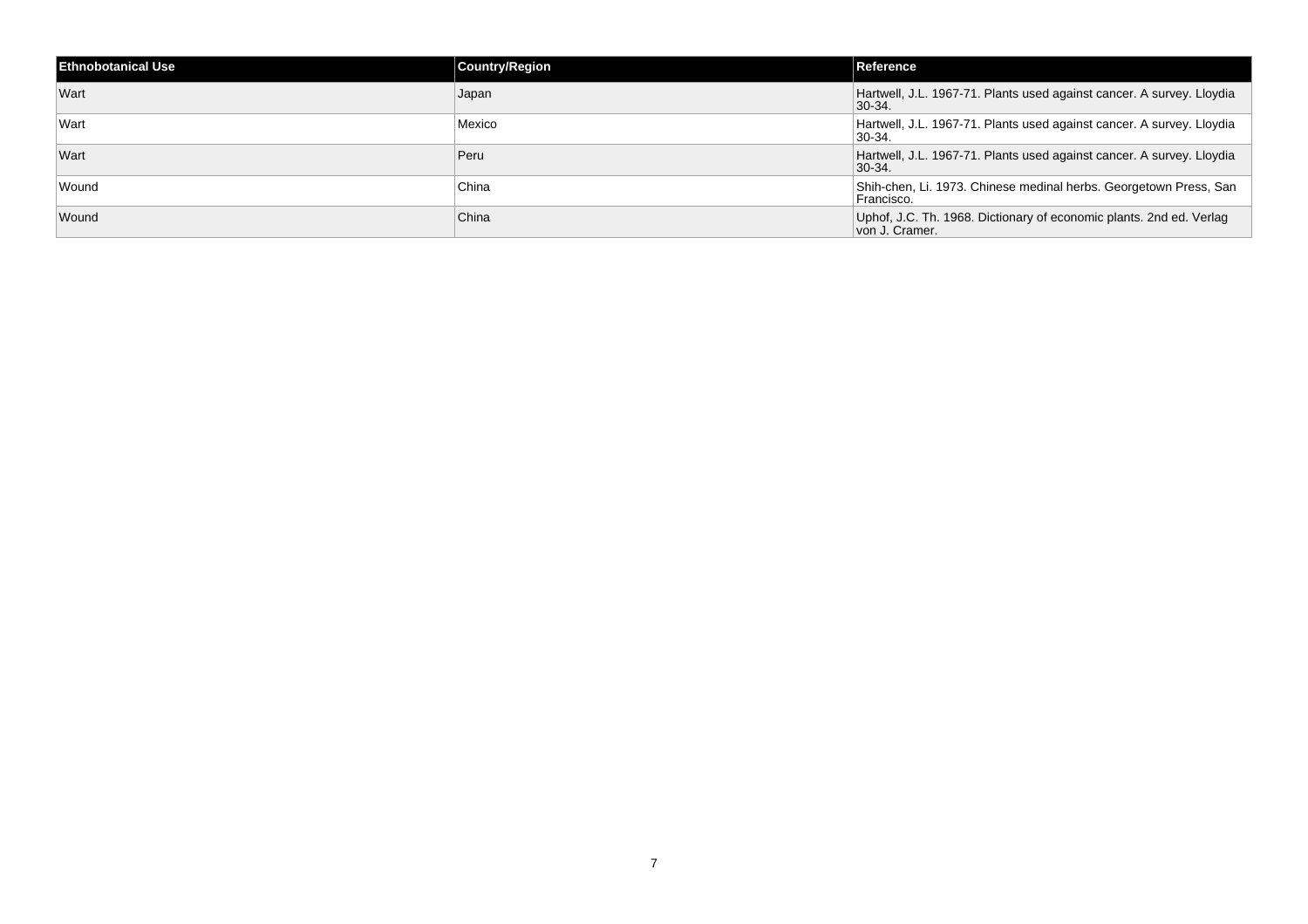| Ethnobotanical Use | Country/Region | Reference |
| --- | --- | --- |
| Wart | Japan | Hartwell, J.L. 1967-71. Plants used against cancer. A survey. Lloydia 30-34. |
| Wart | Mexico | Hartwell, J.L. 1967-71. Plants used against cancer. A survey. Lloydia 30-34. |
| Wart | Peru | Hartwell, J.L. 1967-71. Plants used against cancer. A survey. Lloydia 30-34. |
| Wound | China | Shih-chen, Li. 1973. Chinese medinal herbs. Georgetown Press, San Francisco. |
| Wound | China | Uphof, J.C. Th. 1968. Dictionary of economic plants. 2nd ed. Verlag von J. Cramer. |